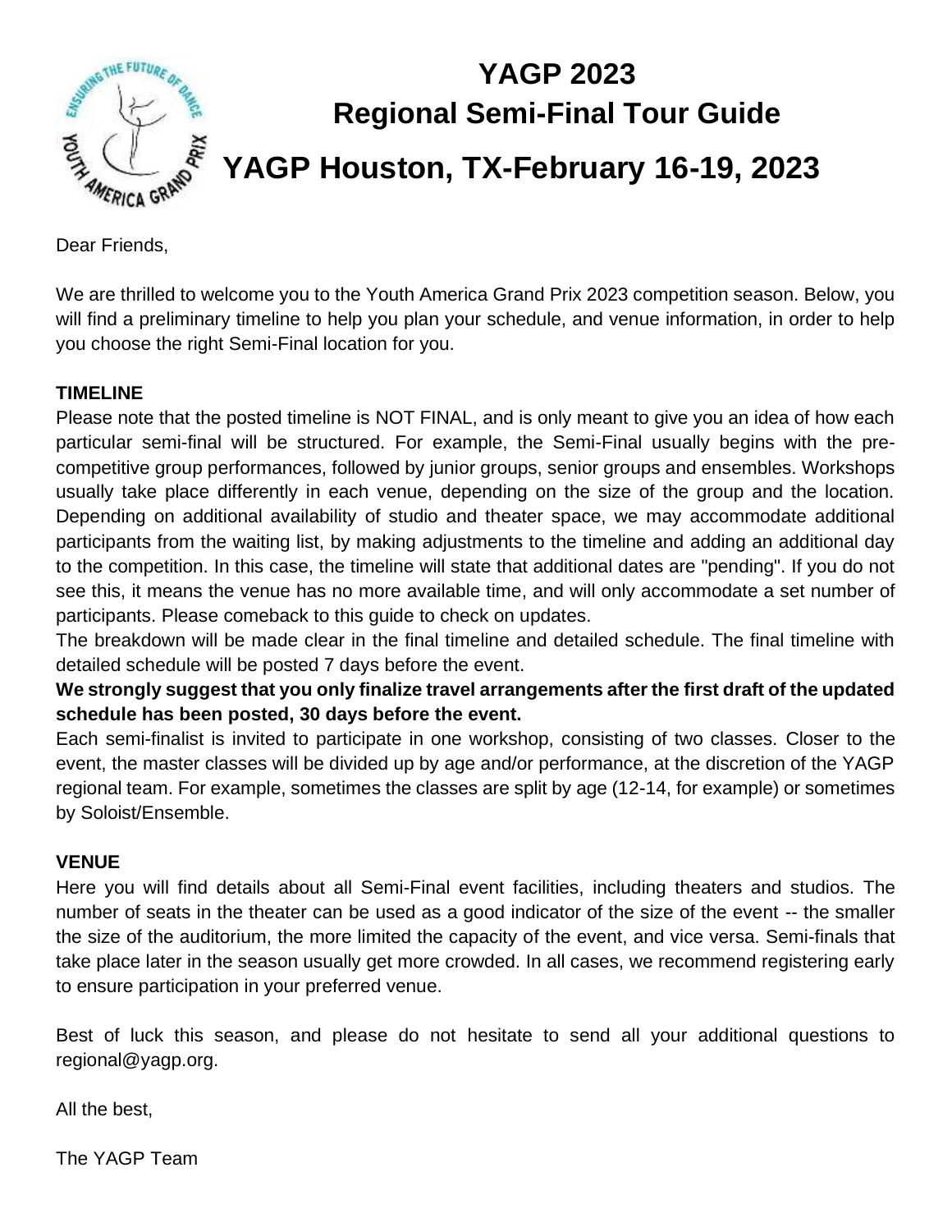# YAGP 2023
## Regional Semi-Final Tour Guide
## YAGP Houston, TX-February 16-19, 2023

Dear Friends,

We are thrilled to welcome you to the Youth America Grand Prix 2023 competition season. Below, you will find a preliminary timeline to help you plan your schedule, and venue information, in order to help you choose the right Semi-Final location for you.

**TIMELINE**

Please note that the posted timeline is NOT FINAL, and is only meant to give you an idea of how each particular semi-final will be structured. For example, the Semi-Final usually begins with the pre-competitive group performances, followed by junior groups, senior groups and ensembles. Workshops usually take place differently in each venue, depending on the size of the group and the location. Depending on additional availability of studio and theater space, we may accommodate additional participants from the waiting list, by making adjustments to the timeline and adding an additional day to the competition. In this case, the timeline will state that additional dates are "pending". If you do not see this, it means the venue has no more available time, and will only accommodate a set number of participants. Please comeback to this guide to check on updates.

The breakdown will be made clear in the final timeline and detailed schedule. The final timeline with detailed schedule will be posted 7 days before the event.

**We strongly suggest that you only finalize travel arrangements after the first draft of the updated schedule has been posted, 30 days before the event.**

Each semi-finalist is invited to participate in one workshop, consisting of two classes. Closer to the event, the master classes will be divided up by age and/or performance, at the discretion of the YAGP regional team. For example, sometimes the classes are split by age (12-14, for example) or sometimes by Soloist/Ensemble.

**VENUE**

Here you will find details about all Semi-Final event facilities, including theaters and studios. The number of seats in the theater can be used as a good indicator of the size of the event -- the smaller the size of the auditorium, the more limited the capacity of the event, and vice versa. Semi-finals that take place later in the season usually get more crowded. In all cases, we recommend registering early to ensure participation in your preferred venue.

Best of luck this season, and please do not hesitate to send all your additional questions to regional@yagp.org.

All the best,

The YAGP Team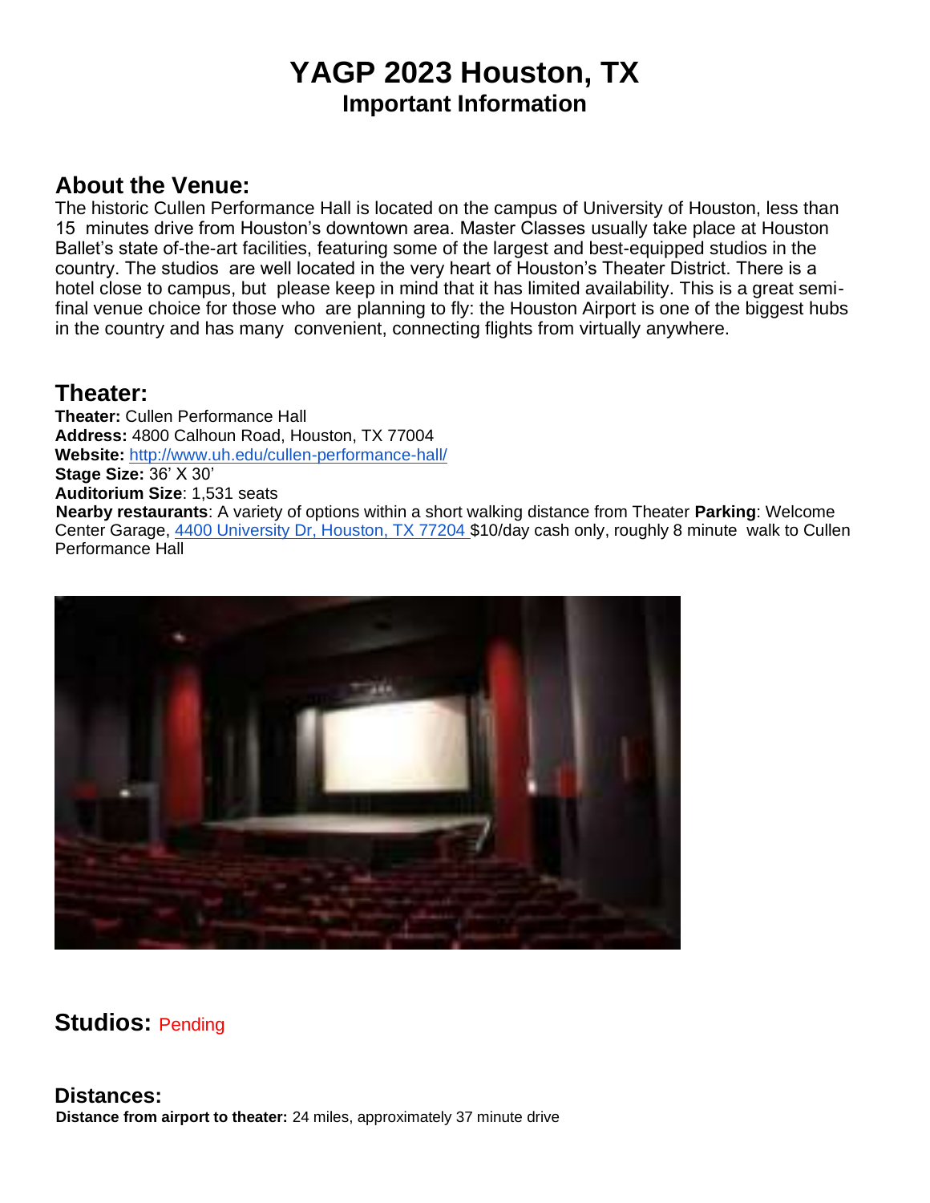# YAGP 2023 Houston, TX

## Important Information

## About the Venue:

The historic Cullen Performance Hall is located on the campus of University of Houston, less than 15 minutes drive from Houston's downtown area. Master Classes usually take place at Houston Ballet's state of-the-art facilities, featuring some of the largest and best-equipped studios in the country. The studios are well located in the very heart of Houston's Theater District. There is a hotel close to campus, but please keep in mind that it has limited availability. This is a great semi-final venue choice for those who are planning to fly: the Houston Airport is one of the biggest hubs in the country and has many convenient, connecting flights from virtually anywhere.

## Theater:

**Theater:** Cullen Performance Hall
**Address:** 4800 Calhoun Road, Houston, TX 77004
**Website:** [http://www.uh.edu/cullen-performance-hall/](http://www.uh.edu/cullen-performance-hall/)
**Stage Size:** 36' X 30'
**Auditorium Size**: 1,531 seats
**Nearby restaurants**: A variety of options within a short walking distance from Theater **Parking**: Welcome Center Garage, 4400 University Dr, Houston, TX 77204 $10/day cash only, roughly 8 minute walk to Cullen Performance Hall

## Studios: Pending

## Distances:

**Distance from airport to theater:** 24 miles, approximately 37 minute drive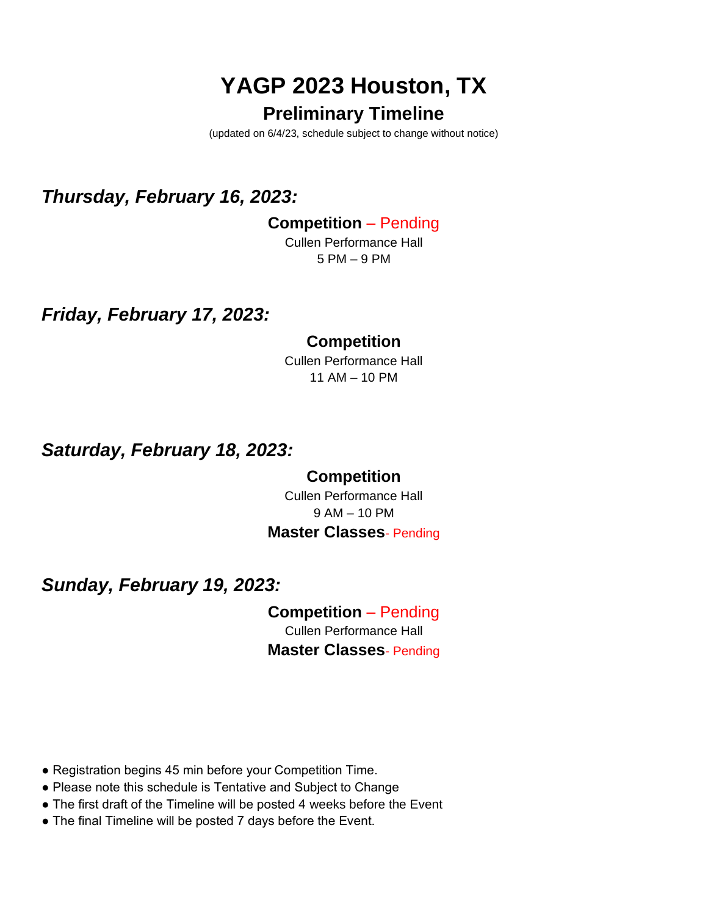# YAGP 2023 Houston, TX

## Preliminary Timeline

(updated on 6/4/23, schedule subject to change without notice)

### *Thursday, February 16, 2023:*

**Competition** – Pending

Cullen Performance Hall

5 PM – 9 PM

### *Friday, February 17, 2023:*

**Competition**

Cullen Performance Hall

11 AM – 10 PM

### *Saturday, February 18, 2023:*

**Competition**

Cullen Performance Hall

9 AM – 10 PM

**Master Classes**- Pending

### *Sunday, February 19, 2023:*

**Competition** – Pending

Cullen Performance Hall

**Master Classes**- Pending

- Registration begins 45 min before your Competition Time.
- Please note this schedule is Tentative and Subject to Change
- The first draft of the Timeline will be posted 4 weeks before the Event
- The final Timeline will be posted 7 days before the Event.